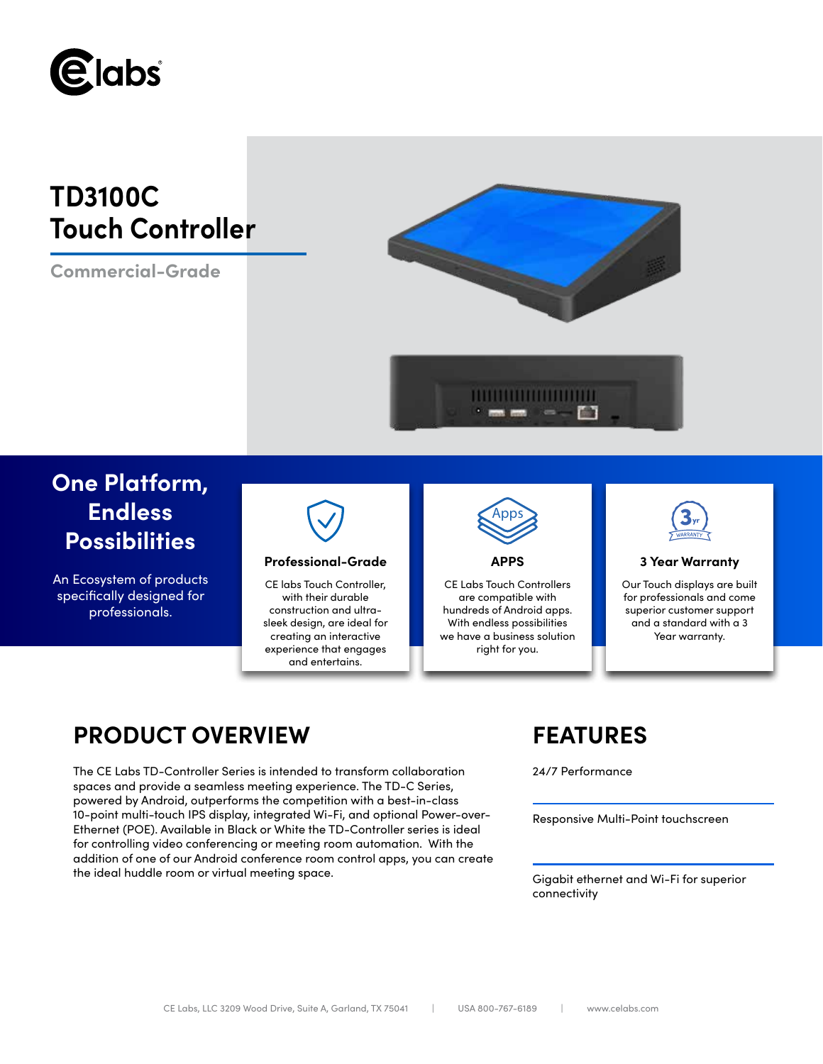# TD3100C Touch Controller

Commercial-Grade

## One Platform, Endless Possibilities

An Ecosystem of products specifically designed for professionals.

### Professional-Grade

CE labs Touch Controller, with their durable construction and ultra-sleek design, are ideal for creating an interactive experience that engages and entertains.

### APPS

CE Labs Touch Controllers are compatible with hundreds of Android apps. With endless possibilities we have a business solution right for you.

### 3 Year Warranty

Our Touch displays are built for professionals and come superior customer support and a standard with a 3 Year warranty.

## PRODUCT OVERVIEW

The CE Labs TD-Controller Series is intended to transform collaboration spaces and provide a seamless meeting experience. The TD-C Series, powered by Android, outperforms the competition with a best-in-class 10-point multi-touch IPS display, integrated Wi-Fi, and optional Power-over-Ethernet (POE). Available in Black or White the TD-Controller series is ideal for controlling video conferencing or meeting room automation. With the addition of one of our Android conference room control apps, you can create the ideal huddle room or virtual meeting space.

## FEATURES

24/7 Performance

Responsive Multi-Point touchscreen

Gigabit ethernet and Wi-Fi for superior connectivity

CE Labs, LLC 3209 Wood Drive, Suite A, Garland, TX 75041 | USA 800-767-6189 | www.celabs.com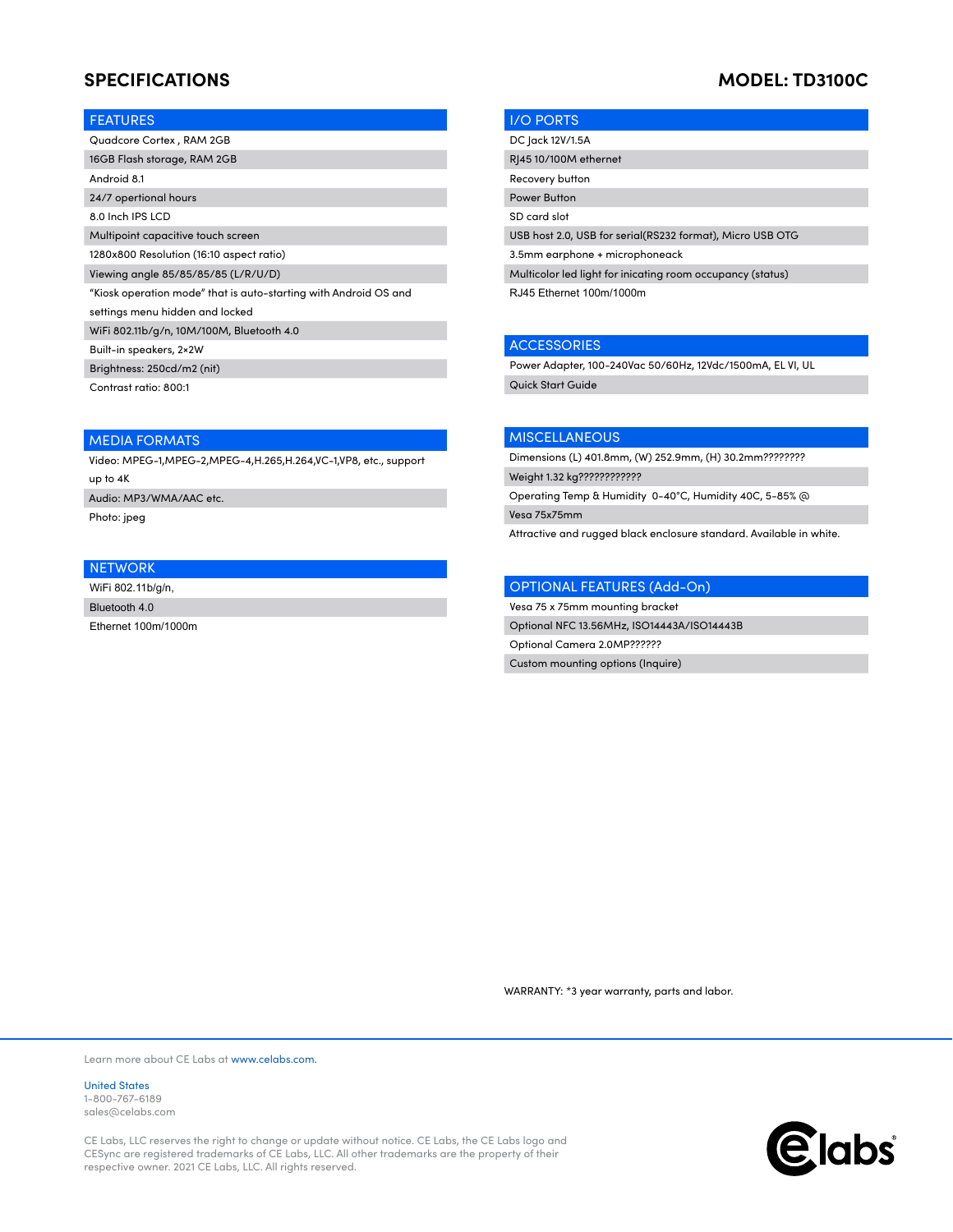## SPECIFICATIONS

## MODEL: TD3100C

### FEATURES

Quadcore Cortex , RAM 2GB

16GB Flash storage, RAM 2GB

Android 8.1

24/7 opertional hours

8.0 Inch IPS LCD

Multipoint capacitive touch screen

1280x800 Resolution (16:10 aspect ratio)

Viewing angle 85/85/85/85 (L/R/U/D)

"Kiosk operation mode" that is auto-starting with Android OS and settings menu hidden and locked

WiFi 802.11b/g/n, 10M/100M, Bluetooth 4.0

Built-in speakers, 2×2W

Brightness: 250cd/m2 (nit)

Contrast ratio: 800:1

### MEDIA FORMATS

Video: MPEG-1,MPEG-2,MPEG-4,H.265,H.264,VC-1,VP8, etc., support up to 4K

Audio: MP3/WMA/AAC etc.

Photo: jpeg

### NETWORK

WiFi 802.11b/g/n,

Bluetooth 4.0

Ethernet 100m/1000m

### I/O PORTS

DC Jack 12V/1.5A

RJ45 10/100M ethernet

Recovery button

Power Button

SD card slot

USB host 2.0, USB for serial(RS232 format), Micro USB OTG

3.5mm earphone + microphoneack

Multicolor led light for inicating room occupancy (status)

RJ45 Ethernet 100m/1000m

### ACCESSORIES

Power Adapter, 100-240Vac 50/60Hz, 12Vdc/1500mA, EL VI, UL

Quick Start Guide

### MISCELLANEOUS

Dimensions (L) 401.8mm, (W) 252.9mm, (H) 30.2mm????????

Weight 1.32 kg????????????

Operating Temp & Humidity 0-40°C, Humidity 40C, 5-85% @

Vesa 75x75mm

Attractive and rugged black enclosure standard. Available in white.

### OPTIONAL FEATURES (Add-On)

Vesa 75 x 75mm mounting bracket

Optional NFC 13.56MHz, ISO14443A/ISO14443B

Optional Camera 2.0MP??????

Custom mounting options (Inquire)

WARRANTY: *3 year warranty, parts and labor.

Learn more about CE Labs at www.celabs.com.

United States
1-800-767-6189
sales@celabs.com

CE Labs, LLC reserves the right to change or update without notice. CE Labs, the CE Labs logo and CESync are registered trademarks of CE Labs, LLC. All other trademarks are the property of their respective owner. 2021 CE Labs, LLC. All rights reserved.